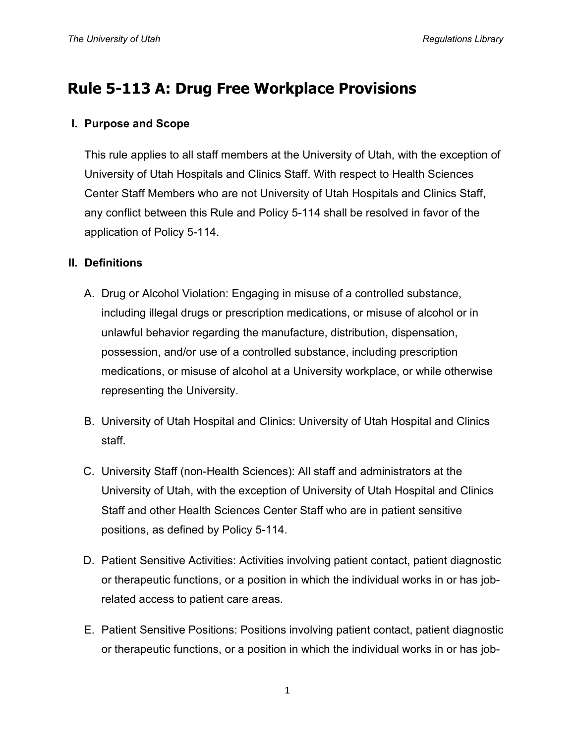# Rule 5-113 A: Drug Free Workplace Provisions

## I. Purpose and Scope

This rule applies to all staff members at the University of Utah, with the exception of University of Utah Hospitals and Clinics Staff. With respect to Health Sciences Center Staff Members who are not University of Utah Hospitals and Clinics Staff, any conflict between this Rule and Policy 5-114 shall be resolved in favor of the application of Policy 5-114.

## II. Definitions

A. Drug or Alcohol Violation: Engaging in misuse of a controlled substance, including illegal drugs or prescription medications, or misuse of alcohol or in unlawful behavior regarding the manufacture, distribution, dispensation, possession, and/or use of a controlled substance, including prescription medications, or misuse of alcohol at a University workplace, or while otherwise representing the University.

B. University of Utah Hospital and Clinics: University of Utah Hospital and Clinics staff.

C. University Staff (non-Health Sciences): All staff and administrators at the University of Utah, with the exception of University of Utah Hospital and Clinics Staff and other Health Sciences Center Staff who are in patient sensitive positions, as defined by Policy 5-114.

D. Patient Sensitive Activities: Activities involving patient contact, patient diagnostic or therapeutic functions, or a position in which the individual works in or has job-related access to patient care areas.

E. Patient Sensitive Positions: Positions involving patient contact, patient diagnostic or therapeutic functions, or a position in which the individual works in or has job-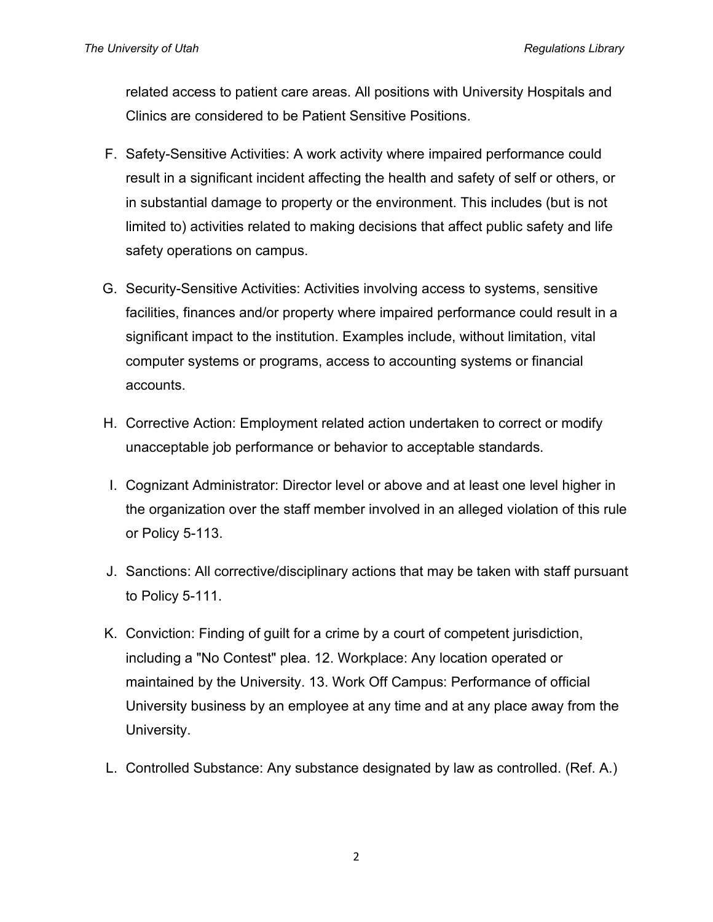related access to patient care areas. All positions with University Hospitals and Clinics are considered to be Patient Sensitive Positions.

F. Safety-Sensitive Activities: A work activity where impaired performance could result in a significant incident affecting the health and safety of self or others, or in substantial damage to property or the environment. This includes (but is not limited to) activities related to making decisions that affect public safety and life safety operations on campus.

G. Security-Sensitive Activities: Activities involving access to systems, sensitive facilities, finances and/or property where impaired performance could result in a significant impact to the institution. Examples include, without limitation, vital computer systems or programs, access to accounting systems or financial accounts.

H. Corrective Action: Employment related action undertaken to correct or modify unacceptable job performance or behavior to acceptable standards.

I. Cognizant Administrator: Director level or above and at least one level higher in the organization over the staff member involved in an alleged violation of this rule or Policy 5-113.

J. Sanctions: All corrective/disciplinary actions that may be taken with staff pursuant to Policy 5-111.

K. Conviction: Finding of guilt for a crime by a court of competent jurisdiction, including a "No Contest" plea. 12. Workplace: Any location operated or maintained by the University. 13. Work Off Campus: Performance of official University business by an employee at any time and at any place away from the University.

L. Controlled Substance: Any substance designated by law as controlled. (Ref. A.)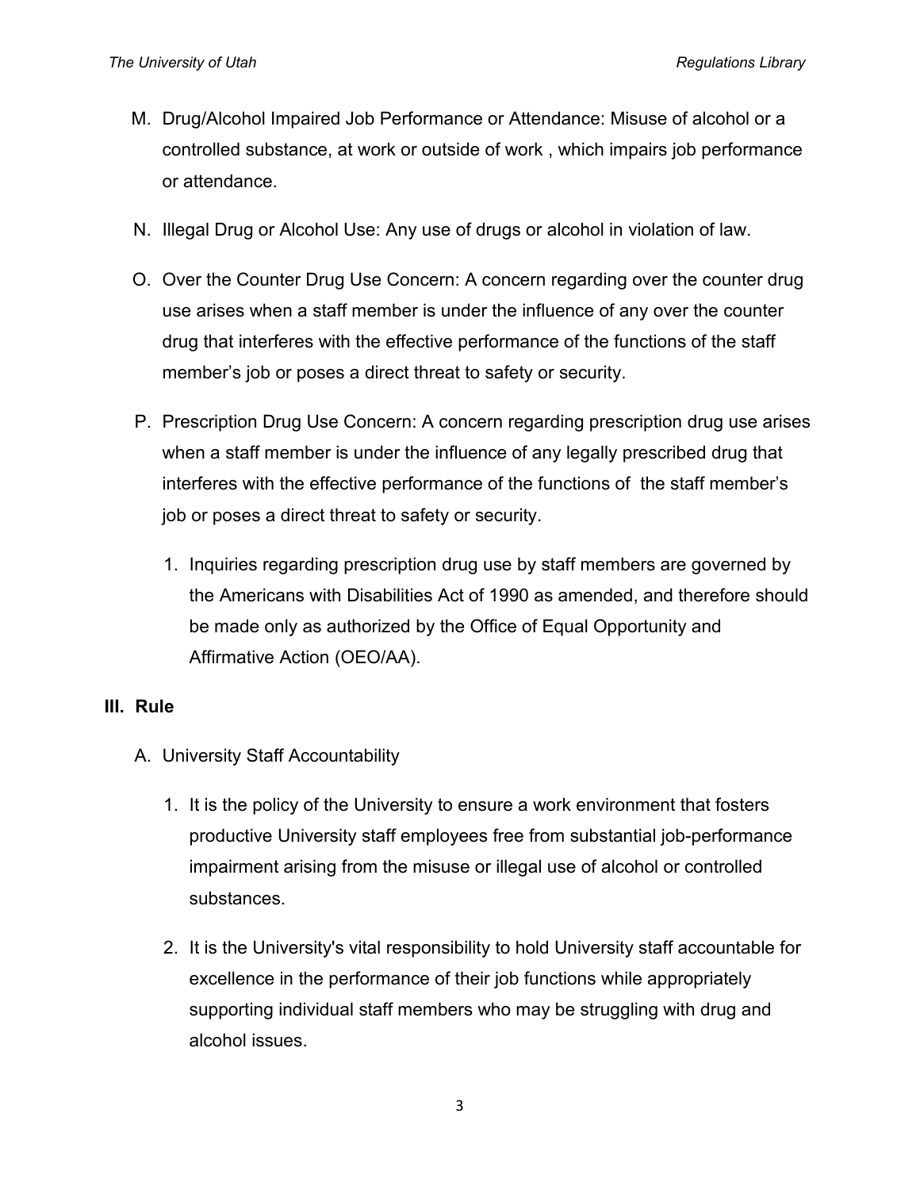M. Drug/Alcohol Impaired Job Performance or Attendance: Misuse of alcohol or a controlled substance, at work or outside of work , which impairs job performance or attendance.

N. Illegal Drug or Alcohol Use: Any use of drugs or alcohol in violation of law.

O. Over the Counter Drug Use Concern: A concern regarding over the counter drug use arises when a staff member is under the influence of any over the counter drug that interferes with the effective performance of the functions of the staff member's job or poses a direct threat to safety or security.

P. Prescription Drug Use Concern: A concern regarding prescription drug use arises when a staff member is under the influence of any legally prescribed drug that interferes with the effective performance of the functions of the staff member's job or poses a direct threat to safety or security.

   1. Inquiries regarding prescription drug use by staff members are governed by the Americans with Disabilities Act of 1990 as amended, and therefore should be made only as authorized by the Office of Equal Opportunity and Affirmative Action (OEO/AA).

## III. Rule

A. University Staff Accountability

   1. It is the policy of the University to ensure a work environment that fosters productive University staff employees free from substantial job-performance impairment arising from the misuse or illegal use of alcohol or controlled substances.

   2. It is the University's vital responsibility to hold University staff accountable for excellence in the performance of their job functions while appropriately supporting individual staff members who may be struggling with drug and alcohol issues.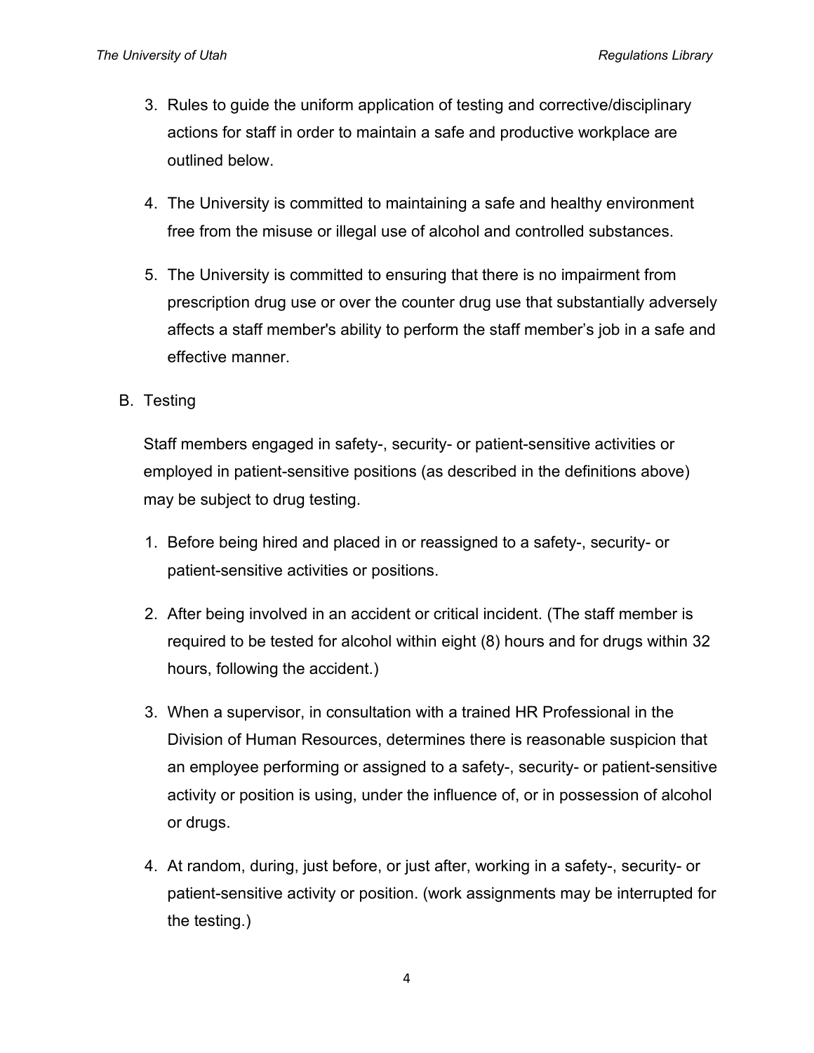3. Rules to guide the uniform application of testing and corrective/disciplinary actions for staff in order to maintain a safe and productive workplace are outlined below.

4. The University is committed to maintaining a safe and healthy environment free from the misuse or illegal use of alcohol and controlled substances.

5. The University is committed to ensuring that there is no impairment from prescription drug use or over the counter drug use that substantially adversely affects a staff member's ability to perform the staff member's job in a safe and effective manner.

B. Testing

Staff members engaged in safety-, security- or patient-sensitive activities or employed in patient-sensitive positions (as described in the definitions above) may be subject to drug testing.

1. Before being hired and placed in or reassigned to a safety-, security- or patient-sensitive activities or positions.

2. After being involved in an accident or critical incident. (The staff member is required to be tested for alcohol within eight (8) hours and for drugs within 32 hours, following the accident.)

3. When a supervisor, in consultation with a trained HR Professional in the Division of Human Resources, determines there is reasonable suspicion that an employee performing or assigned to a safety-, security- or patient-sensitive activity or position is using, under the influence of, or in possession of alcohol or drugs.

4. At random, during, just before, or just after, working in a safety-, security- or patient-sensitive activity or position. (work assignments may be interrupted for the testing.)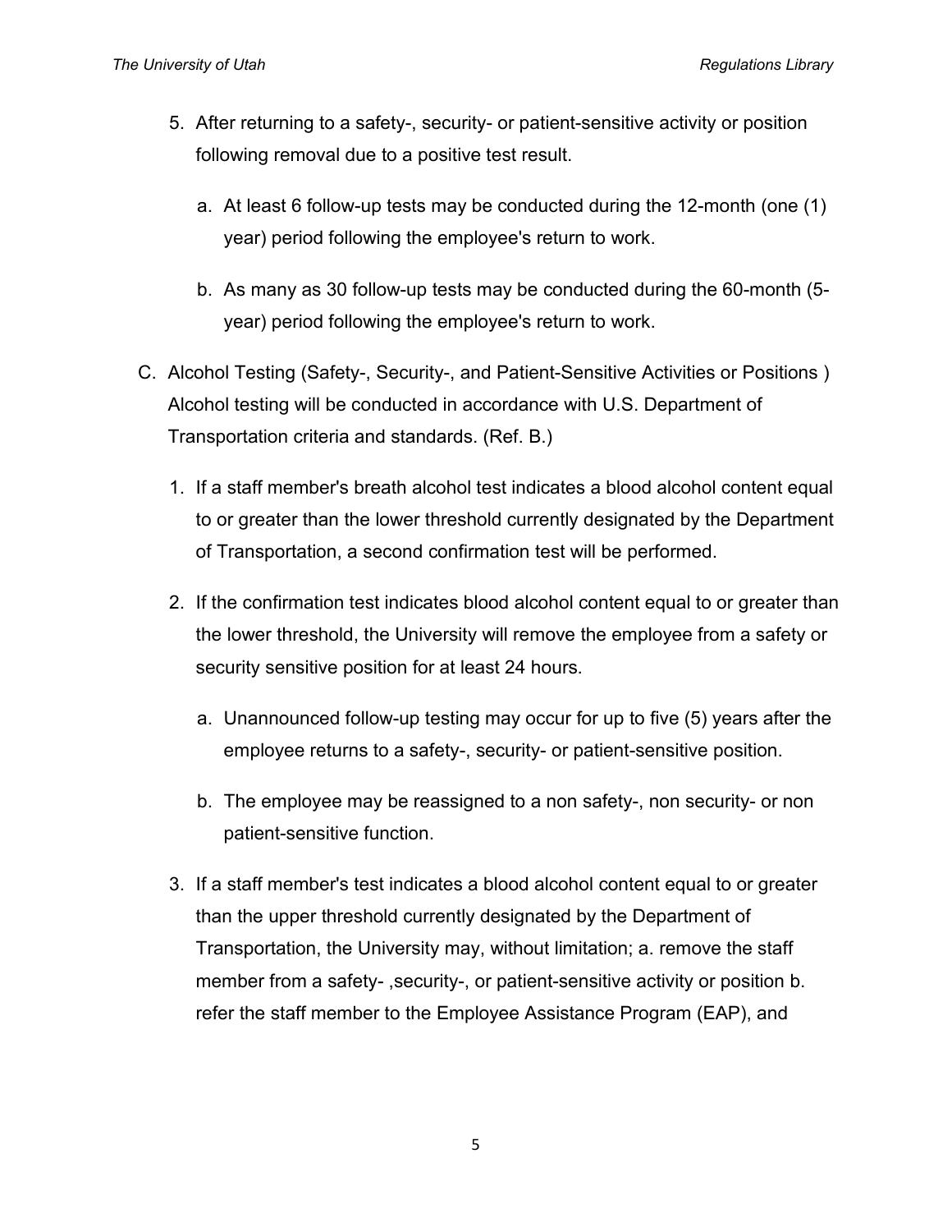5. After returning to a safety-, security- or patient-sensitive activity or position following removal due to a positive test result.

    a. At least 6 follow-up tests may be conducted during the 12-month (one (1) year) period following the employee's return to work.

    b. As many as 30 follow-up tests may be conducted during the 60-month (5-year) period following the employee's return to work.

C. Alcohol Testing (Safety-, Security-, and Patient-Sensitive Activities or Positions ) Alcohol testing will be conducted in accordance with U.S. Department of Transportation criteria and standards. (Ref. B.)

1. If a staff member's breath alcohol test indicates a blood alcohol content equal to or greater than the lower threshold currently designated by the Department of Transportation, a second confirmation test will be performed.

2. If the confirmation test indicates blood alcohol content equal to or greater than the lower threshold, the University will remove the employee from a safety or security sensitive position for at least 24 hours.

    a. Unannounced follow-up testing may occur for up to five (5) years after the employee returns to a safety-, security- or patient-sensitive position.

    b. The employee may be reassigned to a non safety-, non security- or non patient-sensitive function.

3. If a staff member's test indicates a blood alcohol content equal to or greater than the upper threshold currently designated by the Department of Transportation, the University may, without limitation; a. remove the staff member from a safety- ,security-, or patient-sensitive activity or position b. refer the staff member to the Employee Assistance Program (EAP), and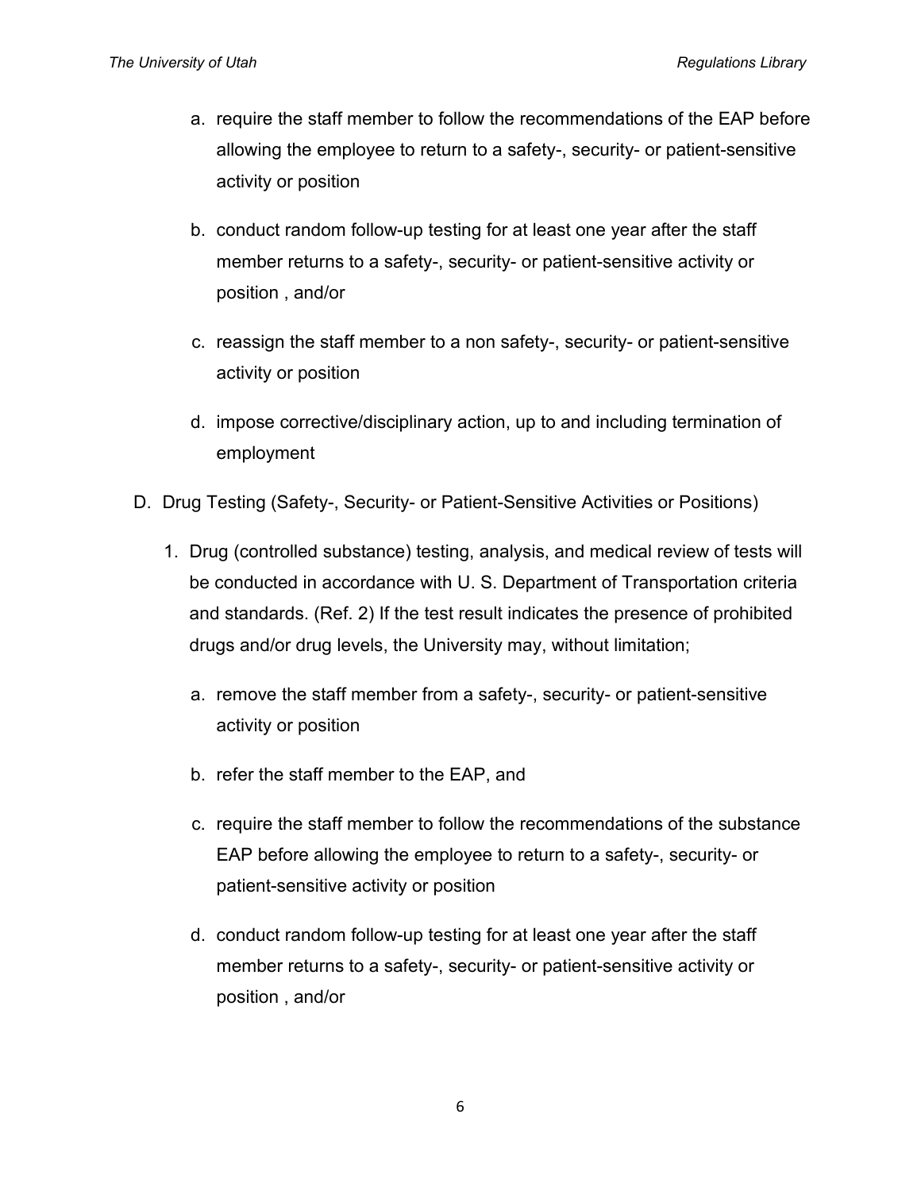a. require the staff member to follow the recommendations of the EAP before allowing the employee to return to a safety-, security- or patient-sensitive activity or position

b. conduct random follow-up testing for at least one year after the staff member returns to a safety-, security- or patient-sensitive activity or position , and/or

c. reassign the staff member to a non safety-, security- or patient-sensitive activity or position

d. impose corrective/disciplinary action, up to and including termination of employment

D. Drug Testing (Safety-, Security- or Patient-Sensitive Activities or Positions)

1. Drug (controlled substance) testing, analysis, and medical review of tests will be conducted in accordance with U. S. Department of Transportation criteria and standards. (Ref. 2) If the test result indicates the presence of prohibited drugs and/or drug levels, the University may, without limitation;

   a. remove the staff member from a safety-, security- or patient-sensitive activity or position

   b. refer the staff member to the EAP, and

   c. require the staff member to follow the recommendations of the substance EAP before allowing the employee to return to a safety-, security- or patient-sensitive activity or position

   d. conduct random follow-up testing for at least one year after the staff member returns to a safety-, security- or patient-sensitive activity or position , and/or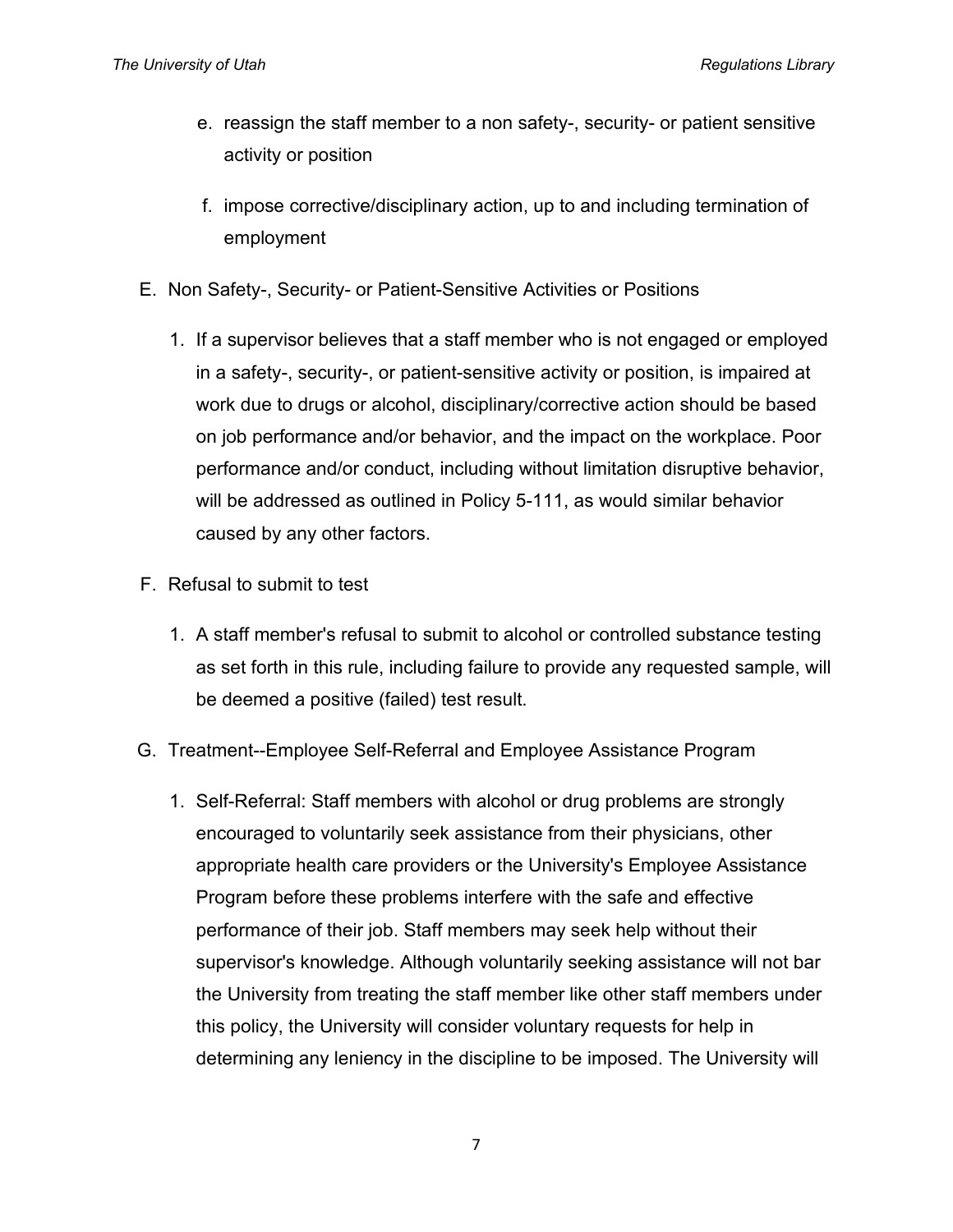e. reassign the staff member to a non safety-, security- or patient sensitive activity or position

f. impose corrective/disciplinary action, up to and including termination of employment

E. Non Safety-, Security- or Patient-Sensitive Activities or Positions

1. If a supervisor believes that a staff member who is not engaged or employed in a safety-, security-, or patient-sensitive activity or position, is impaired at work due to drugs or alcohol, disciplinary/corrective action should be based on job performance and/or behavior, and the impact on the workplace. Poor performance and/or conduct, including without limitation disruptive behavior, will be addressed as outlined in Policy 5-111, as would similar behavior caused by any other factors.

F. Refusal to submit to test

1. A staff member's refusal to submit to alcohol or controlled substance testing as set forth in this rule, including failure to provide any requested sample, will be deemed a positive (failed) test result.

G. Treatment--Employee Self-Referral and Employee Assistance Program

1. Self-Referral: Staff members with alcohol or drug problems are strongly encouraged to voluntarily seek assistance from their physicians, other appropriate health care providers or the University's Employee Assistance Program before these problems interfere with the safe and effective performance of their job. Staff members may seek help without their supervisor's knowledge. Although voluntarily seeking assistance will not bar the University from treating the staff member like other staff members under this policy, the University will consider voluntary requests for help in determining any leniency in the discipline to be imposed. The University will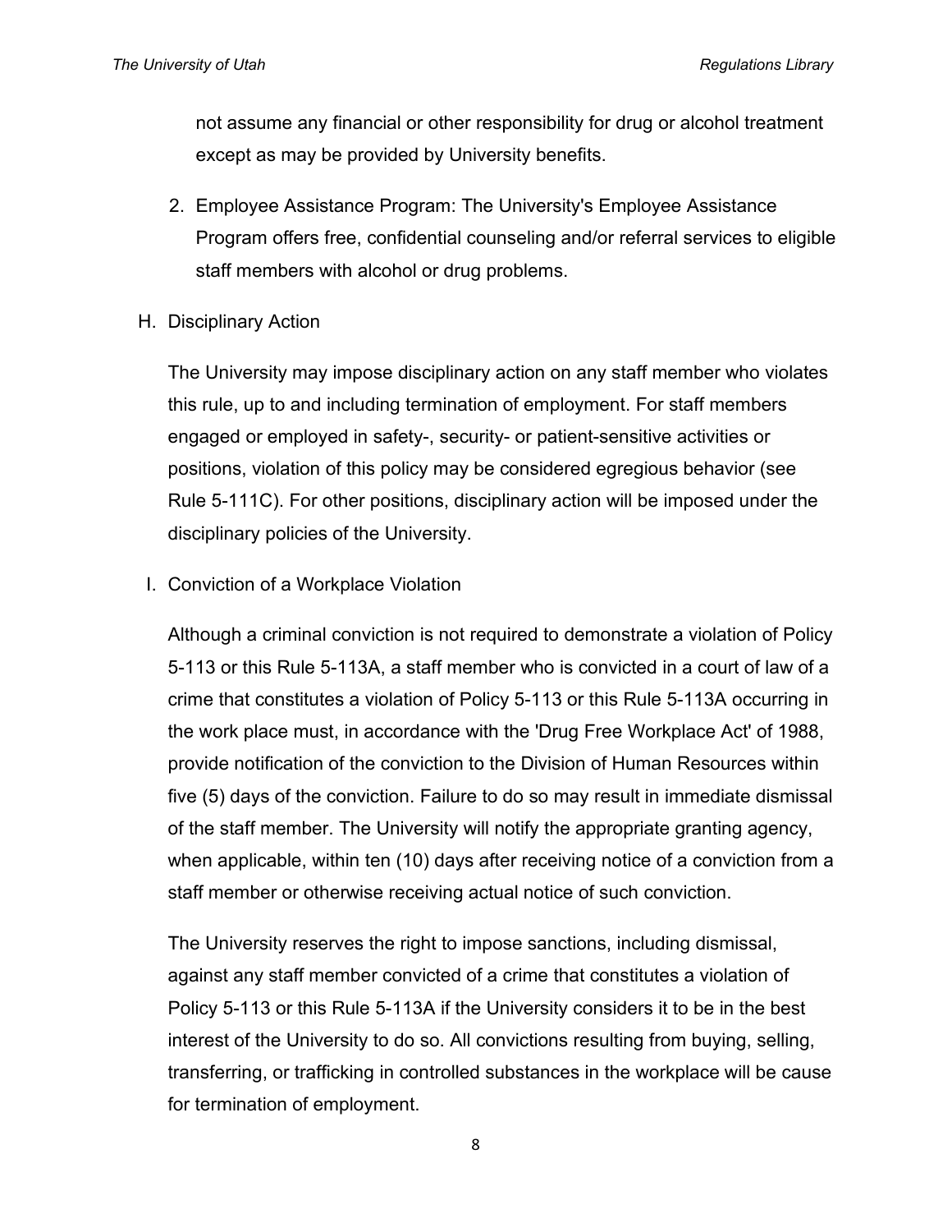not assume any financial or other responsibility for drug or alcohol treatment except as may be provided by University benefits.

2. Employee Assistance Program: The University's Employee Assistance Program offers free, confidential counseling and/or referral services to eligible staff members with alcohol or drug problems.

H. Disciplinary Action

The University may impose disciplinary action on any staff member who violates this rule, up to and including termination of employment. For staff members engaged or employed in safety-, security- or patient-sensitive activities or positions, violation of this policy may be considered egregious behavior (see Rule 5-111C). For other positions, disciplinary action will be imposed under the disciplinary policies of the University.

I. Conviction of a Workplace Violation

Although a criminal conviction is not required to demonstrate a violation of Policy 5-113 or this Rule 5-113A, a staff member who is convicted in a court of law of a crime that constitutes a violation of Policy 5-113 or this Rule 5-113A occurring in the work place must, in accordance with the 'Drug Free Workplace Act' of 1988, provide notification of the conviction to the Division of Human Resources within five (5) days of the conviction. Failure to do so may result in immediate dismissal of the staff member. The University will notify the appropriate granting agency, when applicable, within ten (10) days after receiving notice of a conviction from a staff member or otherwise receiving actual notice of such conviction.

The University reserves the right to impose sanctions, including dismissal, against any staff member convicted of a crime that constitutes a violation of Policy 5-113 or this Rule 5-113A if the University considers it to be in the best interest of the University to do so. All convictions resulting from buying, selling, transferring, or trafficking in controlled substances in the workplace will be cause for termination of employment.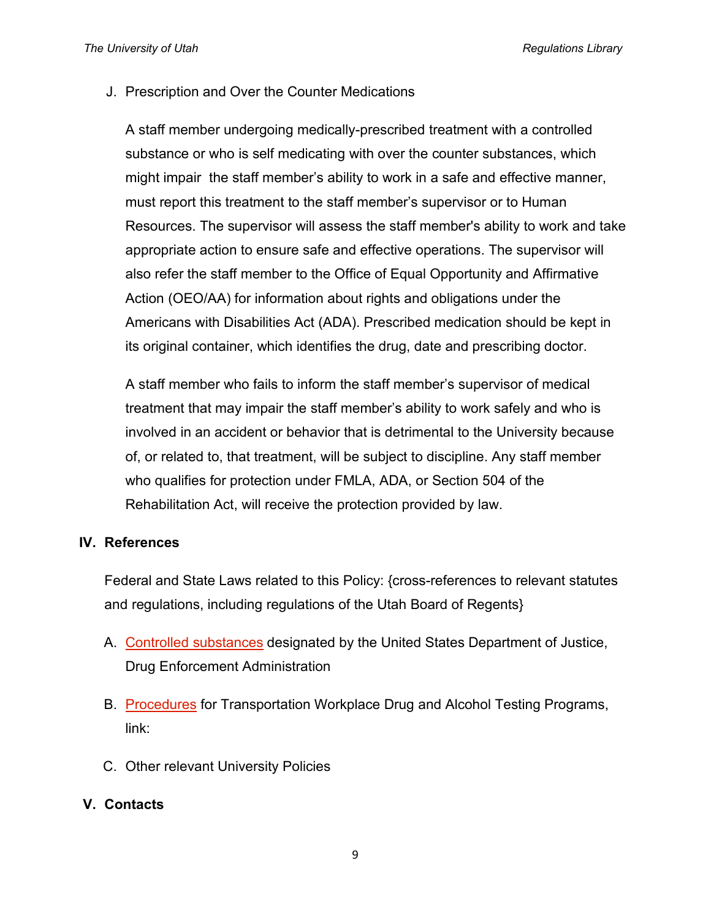J. Prescription and Over the Counter Medications

A staff member undergoing medically-prescribed treatment with a controlled substance or who is self medicating with over the counter substances, which might impair the staff member's ability to work in a safe and effective manner, must report this treatment to the staff member's supervisor or to Human Resources. The supervisor will assess the staff member's ability to work and take appropriate action to ensure safe and effective operations. The supervisor will also refer the staff member to the Office of Equal Opportunity and Affirmative Action (OEO/AA) for information about rights and obligations under the Americans with Disabilities Act (ADA). Prescribed medication should be kept in its original container, which identifies the drug, date and prescribing doctor.

A staff member who fails to inform the staff member's supervisor of medical treatment that may impair the staff member's ability to work safely and who is involved in an accident or behavior that is detrimental to the University because of, or related to, that treatment, will be subject to discipline. Any staff member who qualifies for protection under FMLA, ADA, or Section 504 of the Rehabilitation Act, will receive the protection provided by law.

## IV. References

Federal and State Laws related to this Policy: {cross-references to relevant statutes and regulations, including regulations of the Utah Board of Regents}

A. Controlled substances designated by the United States Department of Justice, Drug Enforcement Administration

B. Procedures for Transportation Workplace Drug and Alcohol Testing Programs, link:

C. Other relevant University Policies

## V. Contacts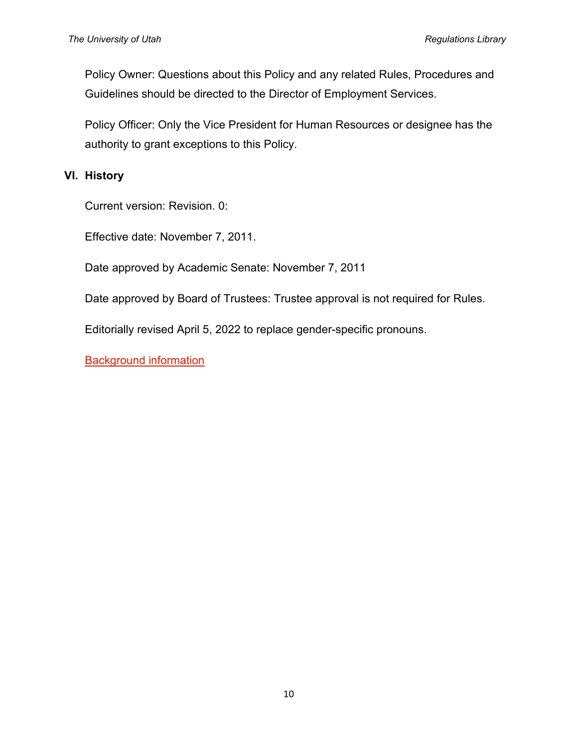Policy Owner: Questions about this Policy and any related Rules, Procedures and Guidelines should be directed to the Director of Employment Services.

Policy Officer: Only the Vice President for Human Resources or designee has the authority to grant exceptions to this Policy.

## VI. History

Current version: Revision. 0:

Effective date: November 7, 2011.

Date approved by Academic Senate: November 7, 2011

Date approved by Board of Trustees: Trustee approval is not required for Rules.

Editorially revised April 5, 2022 to replace gender-specific pronouns.

Background information